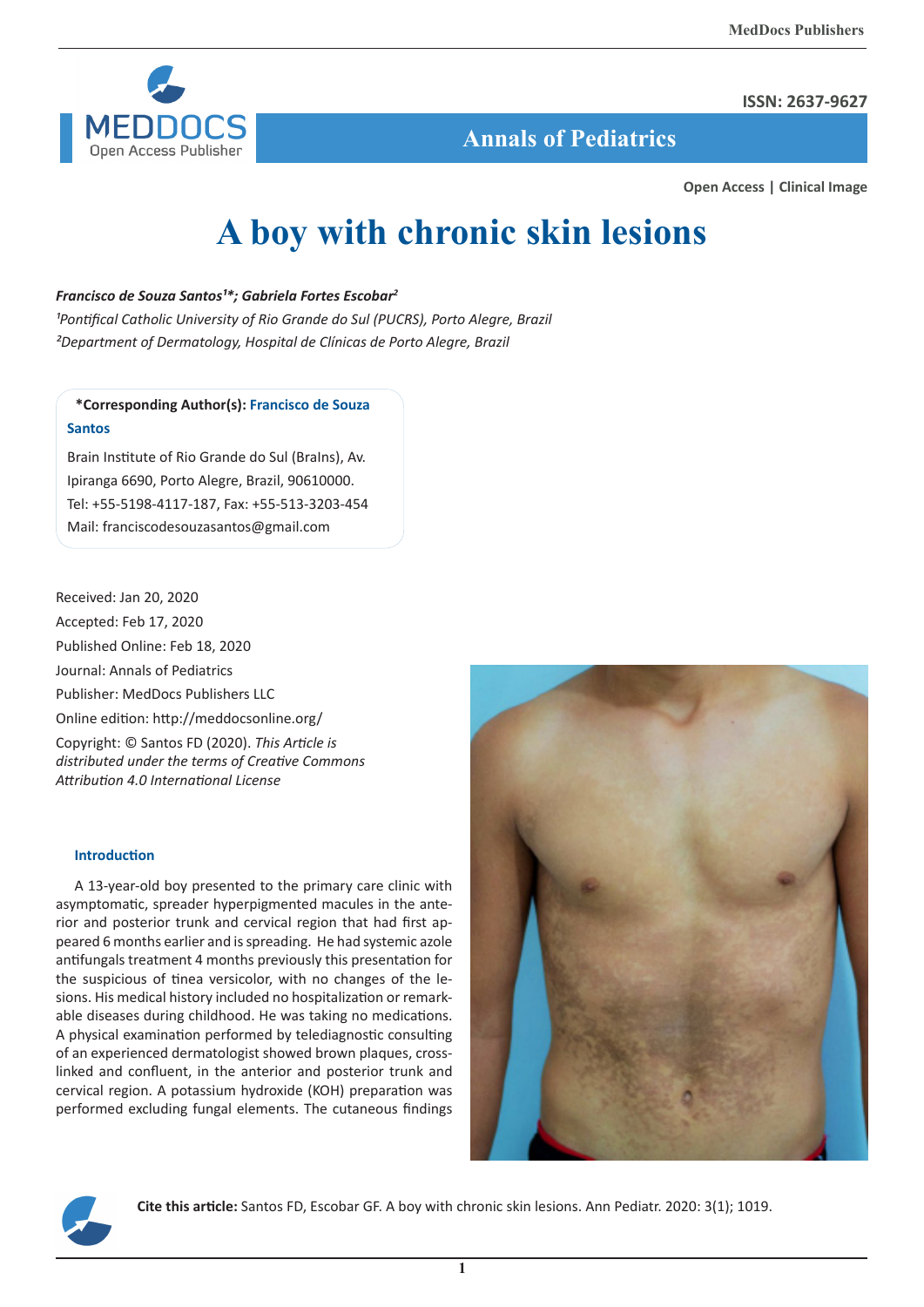ISSN: 2637-9627

## Annals of Pediatrics

**Open Access | Clinical Image**

# A boy with chronic skin lesions

***Francisco de Souza Santos[1]\*; Gabriela Fortes Escobar[2]***

*[1]Pontifical Catholic University of Rio Grande do Sul (PUCRS), Porto Alegre, Brazil*
*[2]Department of Dermatology, Hospital de Clínicas de Porto Alegre, Brazil*

**\*Corresponding Author(s): Francisco de Souza Santos**

Brain Institute of Rio Grande do Sul (BraIns), Av. Ipiranga 6690, Porto Alegre, Brazil, 90610000.
Tel: +55-5198-4117-187, Fax: +55-513-3203-454
Mail: franciscodesouzasantos@gmail.com

Received: Jan 20, 2020
Accepted: Feb 17, 2020
Published Online: Feb 18, 2020
Journal: Annals of Pediatrics
Publisher: MedDocs Publishers LLC
Online edition: http://meddocsonline.org/
Copyright: © Santos FD (2020). *This Article is distributed under the terms of Creative Commons Attribution 4.0 International License*

### Introduction

A 13-year-old boy presented to the primary care clinic with asymptomatic, spreader hyperpigmented macules in the anterior and posterior trunk and cervical region that had first appeared 6 months earlier and is spreading. He had systemic azole antifungals treatment 4 months previously this presentation for the suspicious of tinea versicolor, with no changes of the lesions. His medical history included no hospitalization or remarkable diseases during childhood. He was taking no medications. A physical examination performed by telediagnostic consulting of an experienced dermatologist showed brown plaques, cross-linked and confluent, in the anterior and posterior trunk and cervical region. A potassium hydroxide (KOH) preparation was performed excluding fungal elements. The cutaneous findings

**Cite this article:** Santos FD, Escobar GF. A boy with chronic skin lesions. Ann Pediatr. 2020: 3(1); 1019.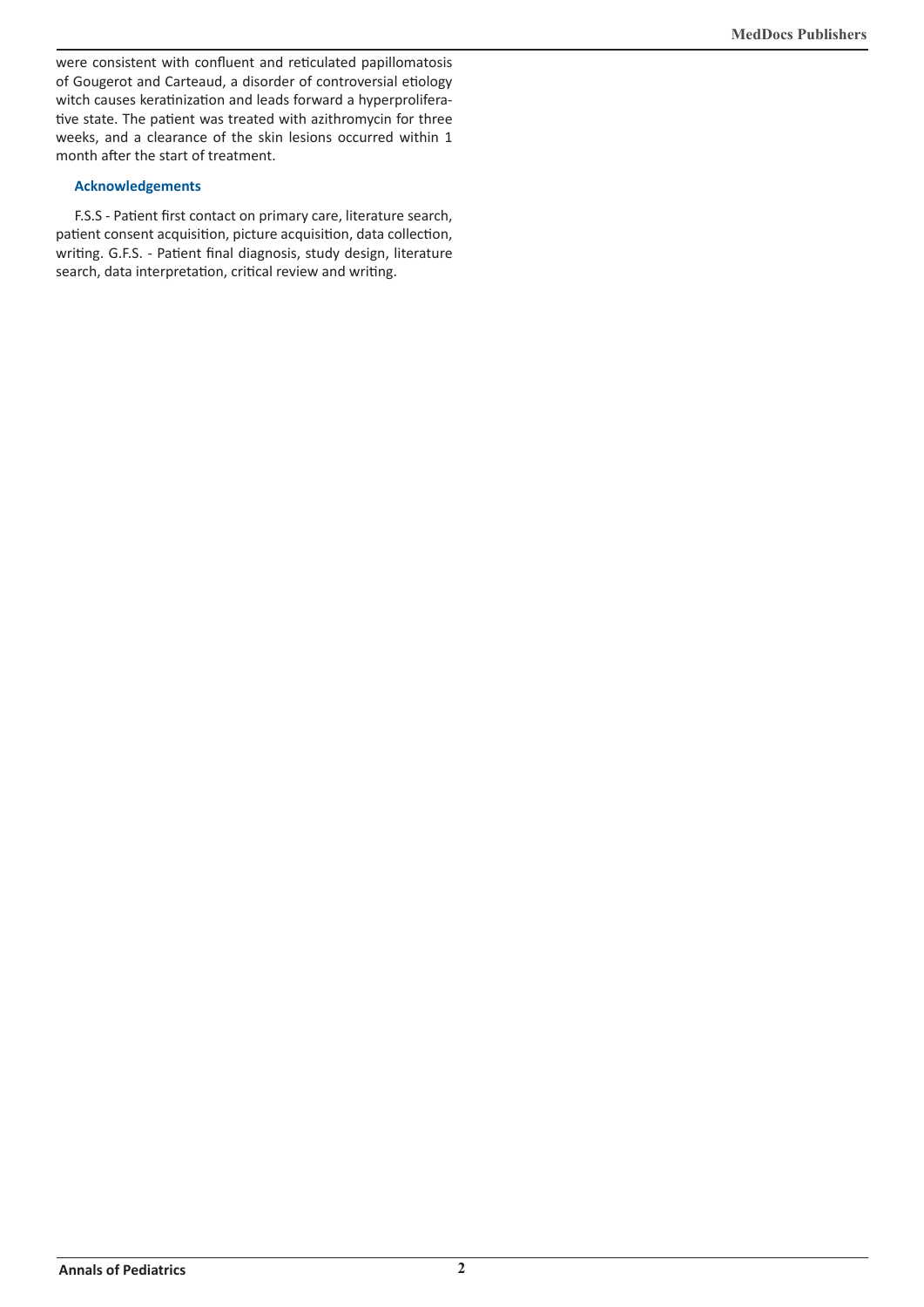were consistent with confluent and reticulated papillomatosis of Gougerot and Carteaud, a disorder of controversial etiology witch causes keratinization and leads forward a hyperproliferative state. The patient was treated with azithromycin for three weeks, and a clearance of the skin lesions occurred within 1 month after the start of treatment.

## Acknowledgements

F.S.S - Patient first contact on primary care, literature search, patient consent acquisition, picture acquisition, data collection, writing. G.F.S. - Patient final diagnosis, study design, literature search, data interpretation, critical review and writing.